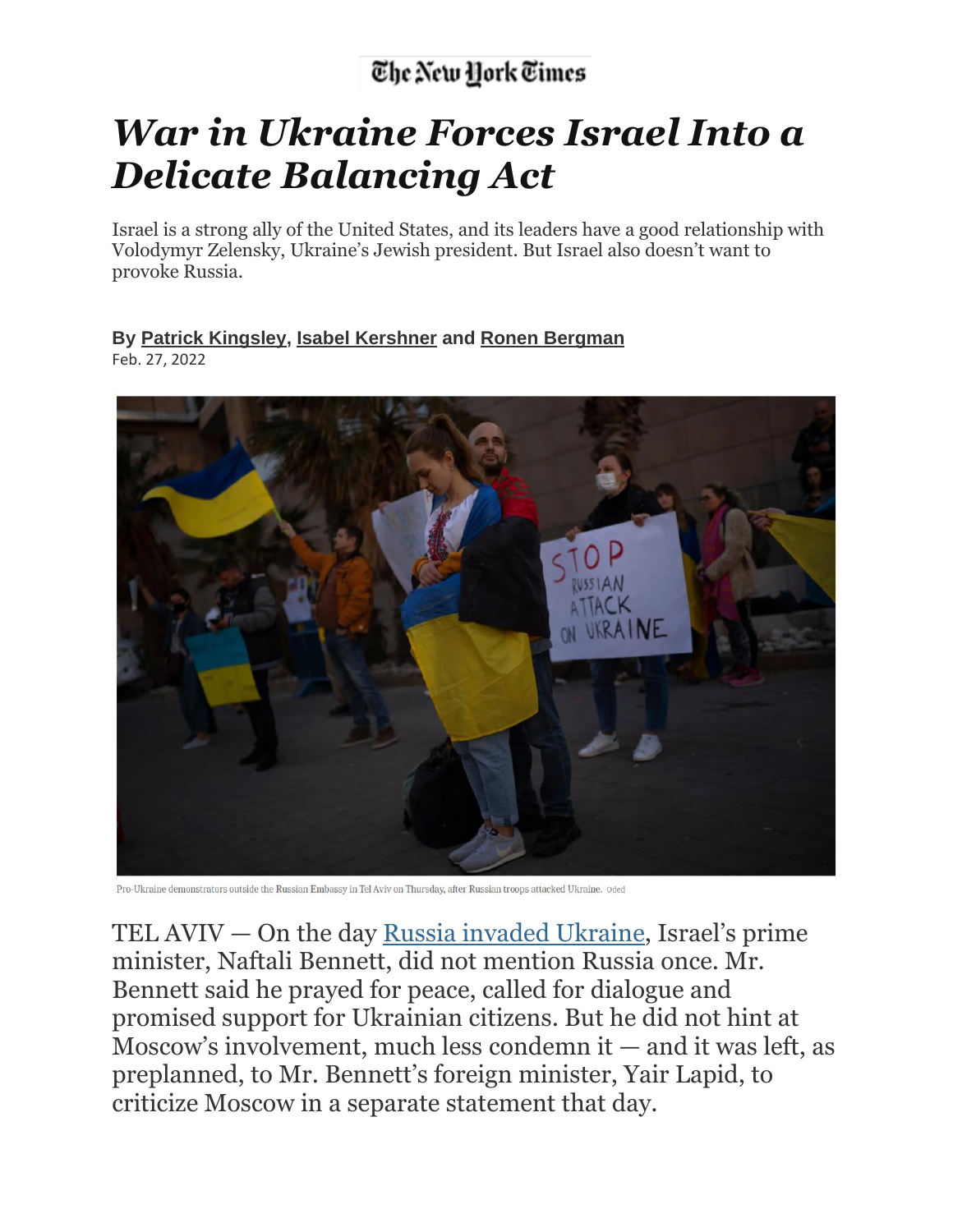The New York Times

# *War in Ukraine Forces Israel Into a Delicate Balancing Act*

Israel is a strong ally of the United States, and its leaders have a good relationship with Volodymyr Zelensky, Ukraine's Jewish president. But Israel also doesn't want to provoke Russia.

**By Patrick Kingsley, Isabel Kershner and Ronen Bergman**
Feb. 27, 2022

Pro-Ukraine demonstrators outside the Russian Embassy in Tel Aviv on Thursday, after Russian troops attacked Ukraine. Oded

TEL AVIV — On the day Russia invaded Ukraine, Israel's prime minister, Naftali Bennett, did not mention Russia once. Mr. Bennett said he prayed for peace, called for dialogue and promised support for Ukrainian citizens. But he did not hint at Moscow's involvement, much less condemn it — and it was left, as preplanned, to Mr. Bennett's foreign minister, Yair Lapid, to criticize Moscow in a separate statement that day.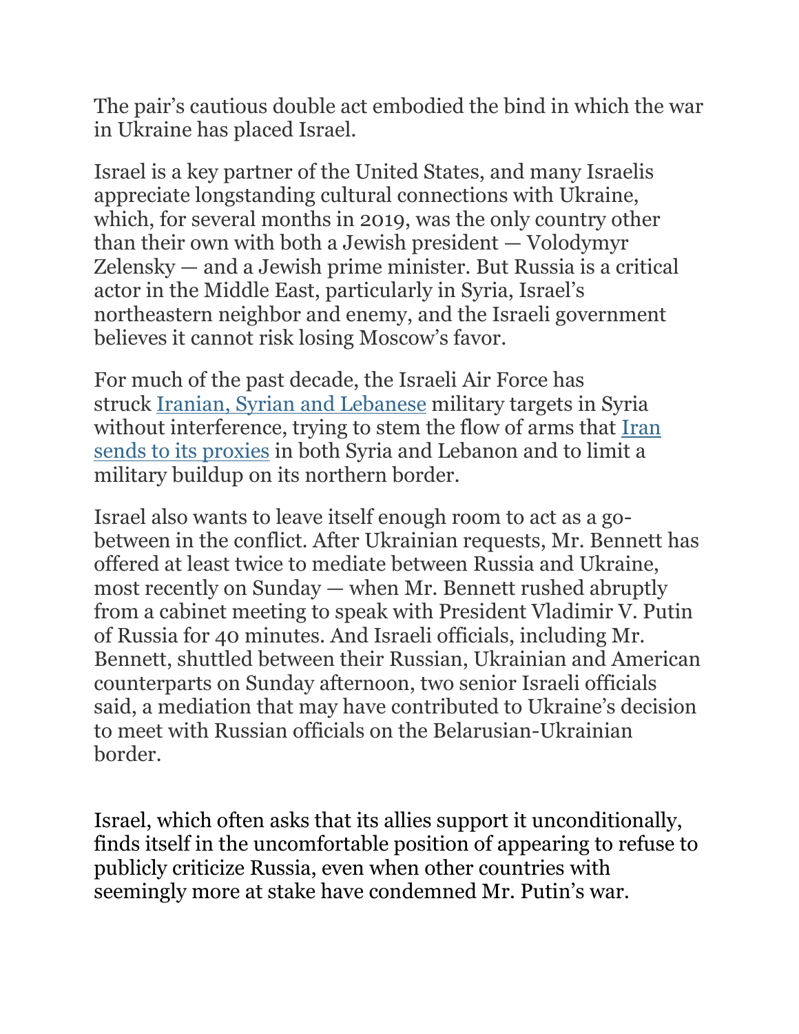The pair's cautious double act embodied the bind in which the war in Ukraine has placed Israel.

Israel is a key partner of the United States, and many Israelis appreciate longstanding cultural connections with Ukraine, which, for several months in 2019, was the only country other than their own with both a Jewish president — Volodymyr Zelensky — and a Jewish prime minister. But Russia is a critical actor in the Middle East, particularly in Syria, Israel's northeastern neighbor and enemy, and the Israeli government believes it cannot risk losing Moscow's favor.

For much of the past decade, the Israeli Air Force has struck Iranian, Syrian and Lebanese military targets in Syria without interference, trying to stem the flow of arms that Iran sends to its proxies in both Syria and Lebanon and to limit a military buildup on its northern border.

Israel also wants to leave itself enough room to act as a go-between in the conflict. After Ukrainian requests, Mr. Bennett has offered at least twice to mediate between Russia and Ukraine, most recently on Sunday — when Mr. Bennett rushed abruptly from a cabinet meeting to speak with President Vladimir V. Putin of Russia for 40 minutes. And Israeli officials, including Mr. Bennett, shuttled between their Russian, Ukrainian and American counterparts on Sunday afternoon, two senior Israeli officials said, a mediation that may have contributed to Ukraine's decision to meet with Russian officials on the Belarusian-Ukrainian border.

Israel, which often asks that its allies support it unconditionally, finds itself in the uncomfortable position of appearing to refuse to publicly criticize Russia, even when other countries with seemingly more at stake have condemned Mr. Putin's war.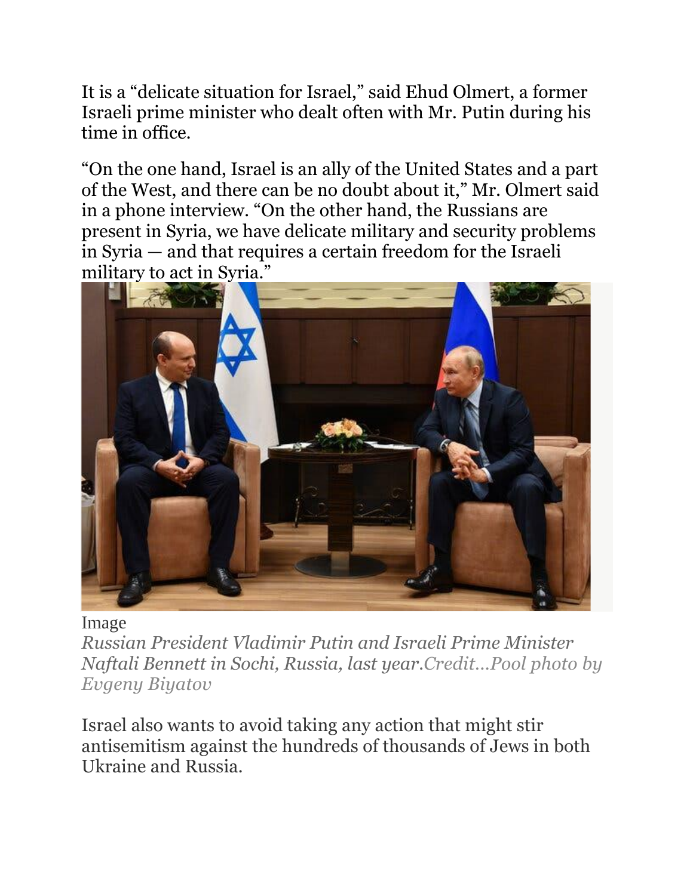It is a “delicate situation for Israel,” said Ehud Olmert, a former Israeli prime minister who dealt often with Mr. Putin during his time in office.

“On the one hand, Israel is an ally of the United States and a part of the West, and there can be no doubt about it,” Mr. Olmert said in a phone interview. “On the other hand, the Russians are present in Syria, we have delicate military and security problems in Syria — and that requires a certain freedom for the Israeli military to act in Syria.”

Image

*Russian President Vladimir Putin and Israeli Prime Minister Naftali Bennett in Sochi, Russia, last year.Credit...Pool photo by Evgeny Biyatov*

Israel also wants to avoid taking any action that might stir antisemitism against the hundreds of thousands of Jews in both Ukraine and Russia.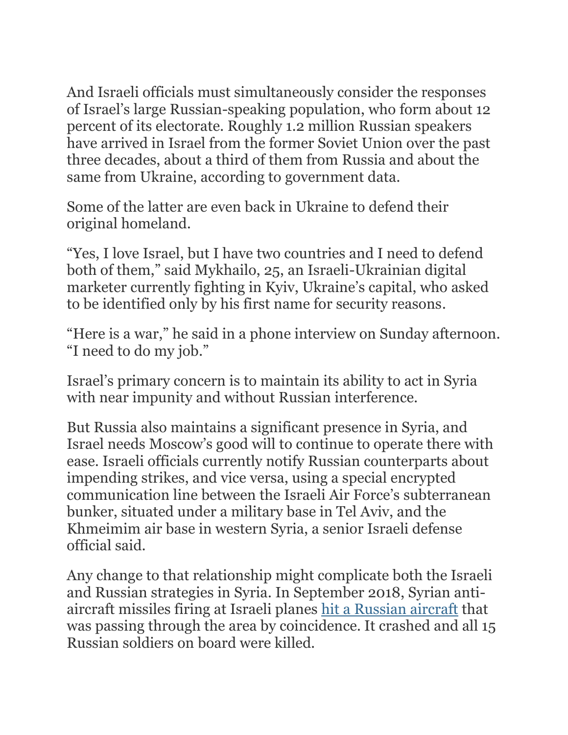And Israeli officials must simultaneously consider the responses of Israel's large Russian-speaking population, who form about 12 percent of its electorate. Roughly 1.2 million Russian speakers have arrived in Israel from the former Soviet Union over the past three decades, about a third of them from Russia and about the same from Ukraine, according to government data.

Some of the latter are even back in Ukraine to defend their original homeland.

"Yes, I love Israel, but I have two countries and I need to defend both of them," said Mykhailo, 25, an Israeli-Ukrainian digital marketer currently fighting in Kyiv, Ukraine's capital, who asked to be identified only by his first name for security reasons.

"Here is a war," he said in a phone interview on Sunday afternoon. "I need to do my job."

Israel's primary concern is to maintain its ability to act in Syria with near impunity and without Russian interference.

But Russia also maintains a significant presence in Syria, and Israel needs Moscow's good will to continue to operate there with ease. Israeli officials currently notify Russian counterparts about impending strikes, and vice versa, using a special encrypted communication line between the Israeli Air Force's subterranean bunker, situated under a military base in Tel Aviv, and the Khmeimim air base in western Syria, a senior Israeli defense official said.

Any change to that relationship might complicate both the Israeli and Russian strategies in Syria. In September 2018, Syrian anti-aircraft missiles firing at Israeli planes [hit a Russian aircraft] that was passing through the area by coincidence. It crashed and all 15 Russian soldiers on board were killed.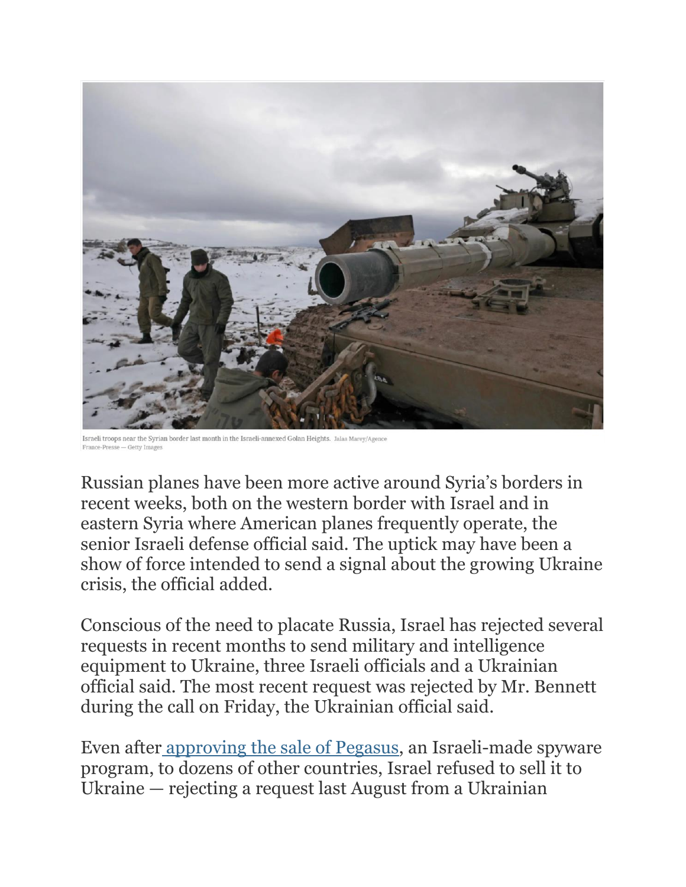Israeli troops near the Syrian border last month in the Israeli-annexed Golan Heights. Jalaa Marey/Agence France-Presse — Getty Images

Russian planes have been more active around Syria's borders in recent weeks, both on the western border with Israel and in eastern Syria where American planes frequently operate, the senior Israeli defense official said. The uptick may have been a show of force intended to send a signal about the growing Ukraine crisis, the official added.

Conscious of the need to placate Russia, Israel has rejected several requests in recent months to send military and intelligence equipment to Ukraine, three Israeli officials and a Ukrainian official said. The most recent request was rejected by Mr. Bennett during the call on Friday, the Ukrainian official said.

Even after [approving the sale of Pegasus](), an Israeli-made spyware program, to dozens of other countries, Israel refused to sell it to Ukraine — rejecting a request last August from a Ukrainian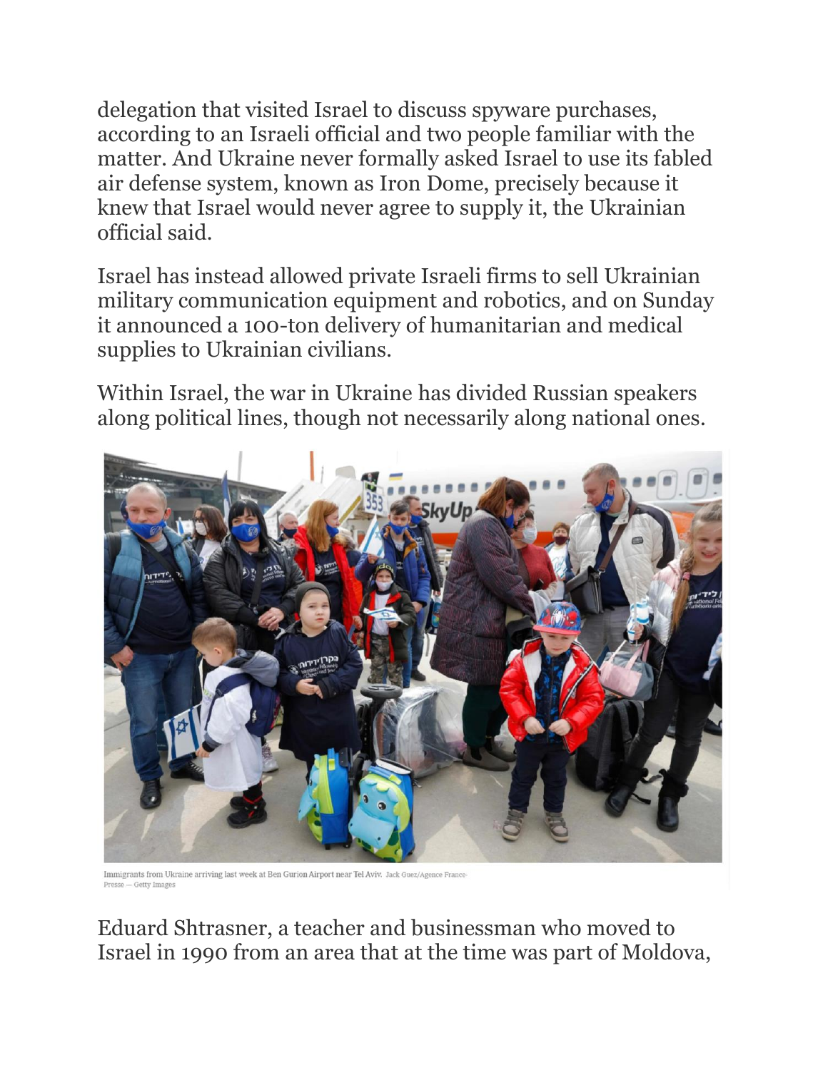delegation that visited Israel to discuss spyware purchases, according to an Israeli official and two people familiar with the matter. And Ukraine never formally asked Israel to use its fabled air defense system, known as Iron Dome, precisely because it knew that Israel would never agree to supply it, the Ukrainian official said.

Israel has instead allowed private Israeli firms to sell Ukrainian military communication equipment and robotics, and on Sunday it announced a 100-ton delivery of humanitarian and medical supplies to Ukrainian civilians.

Within Israel, the war in Ukraine has divided Russian speakers along political lines, though not necessarily along national ones.

Immigrants from Ukraine arriving last week at Ben Gurion Airport near Tel Aviv. Jack Guez/Agence France-Presse — Getty Images

Eduard Shtrasner, a teacher and businessman who moved to Israel in 1990 from an area that at the time was part of Moldova,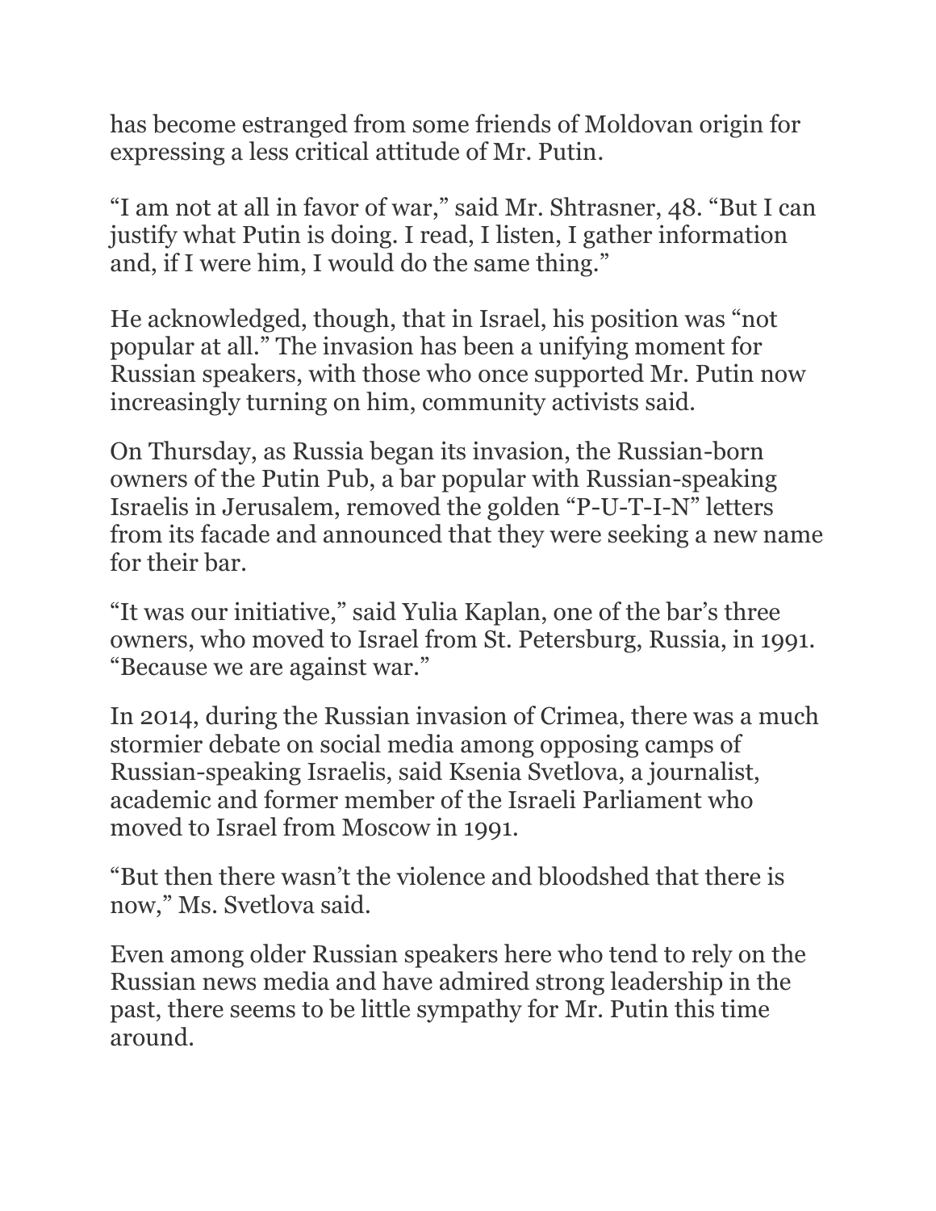has become estranged from some friends of Moldovan origin for expressing a less critical attitude of Mr. Putin.

"I am not at all in favor of war," said Mr. Shtrasner, 48. "But I can justify what Putin is doing. I read, I listen, I gather information and, if I were him, I would do the same thing."

He acknowledged, though, that in Israel, his position was "not popular at all." The invasion has been a unifying moment for Russian speakers, with those who once supported Mr. Putin now increasingly turning on him, community activists said.

On Thursday, as Russia began its invasion, the Russian-born owners of the Putin Pub, a bar popular with Russian-speaking Israelis in Jerusalem, removed the golden "P-U-T-I-N" letters from its facade and announced that they were seeking a new name for their bar.

"It was our initiative," said Yulia Kaplan, one of the bar's three owners, who moved to Israel from St. Petersburg, Russia, in 1991. "Because we are against war."

In 2014, during the Russian invasion of Crimea, there was a much stormier debate on social media among opposing camps of Russian-speaking Israelis, said Ksenia Svetlova, a journalist, academic and former member of the Israeli Parliament who moved to Israel from Moscow in 1991.

"But then there wasn't the violence and bloodshed that there is now," Ms. Svetlova said.

Even among older Russian speakers here who tend to rely on the Russian news media and have admired strong leadership in the past, there seems to be little sympathy for Mr. Putin this time around.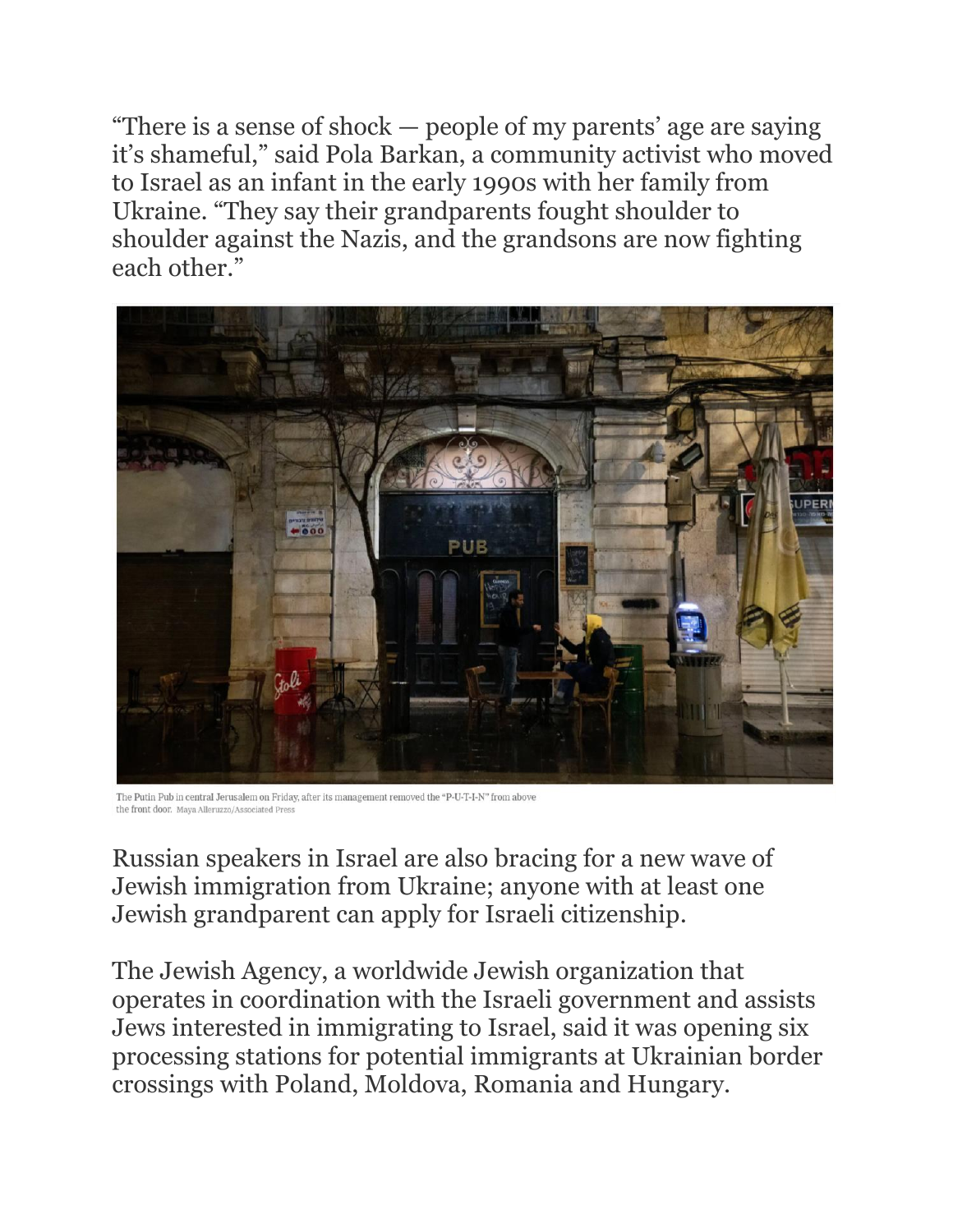“There is a sense of shock — people of my parents’ age are saying it’s shameful,” said Pola Barkan, a community activist who moved to Israel as an infant in the early 1990s with her family from Ukraine. “They say their grandparents fought shoulder to shoulder against the Nazis, and the grandsons are now fighting each other.”

The Putin Pub in central Jerusalem on Friday, after its management removed the “P-U-T-I-N” from above the front door. Maya Alleruzzo/Associated Press

Russian speakers in Israel are also bracing for a new wave of Jewish immigration from Ukraine; anyone with at least one Jewish grandparent can apply for Israeli citizenship.

The Jewish Agency, a worldwide Jewish organization that operates in coordination with the Israeli government and assists Jews interested in immigrating to Israel, said it was opening six processing stations for potential immigrants at Ukrainian border crossings with Poland, Moldova, Romania and Hungary.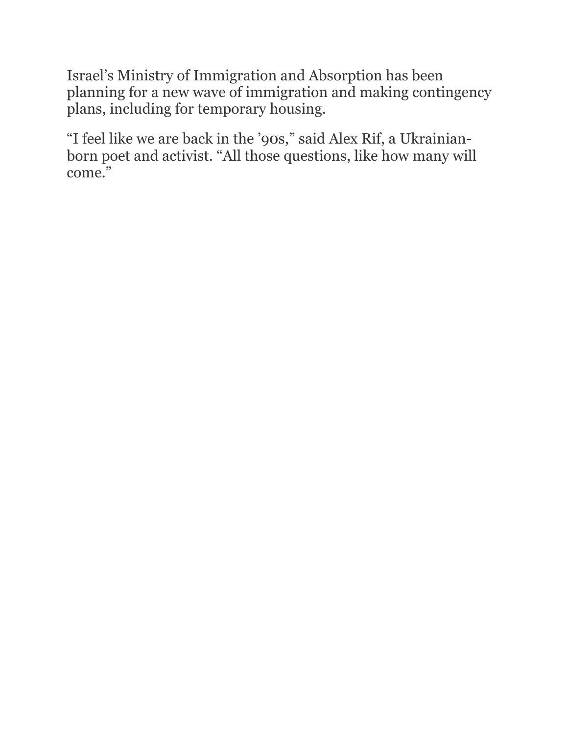Israel's Ministry of Immigration and Absorption has been planning for a new wave of immigration and making contingency plans, including for temporary housing.

"I feel like we are back in the '90s," said Alex Rif, a Ukrainian-born poet and activist. "All those questions, like how many will come."